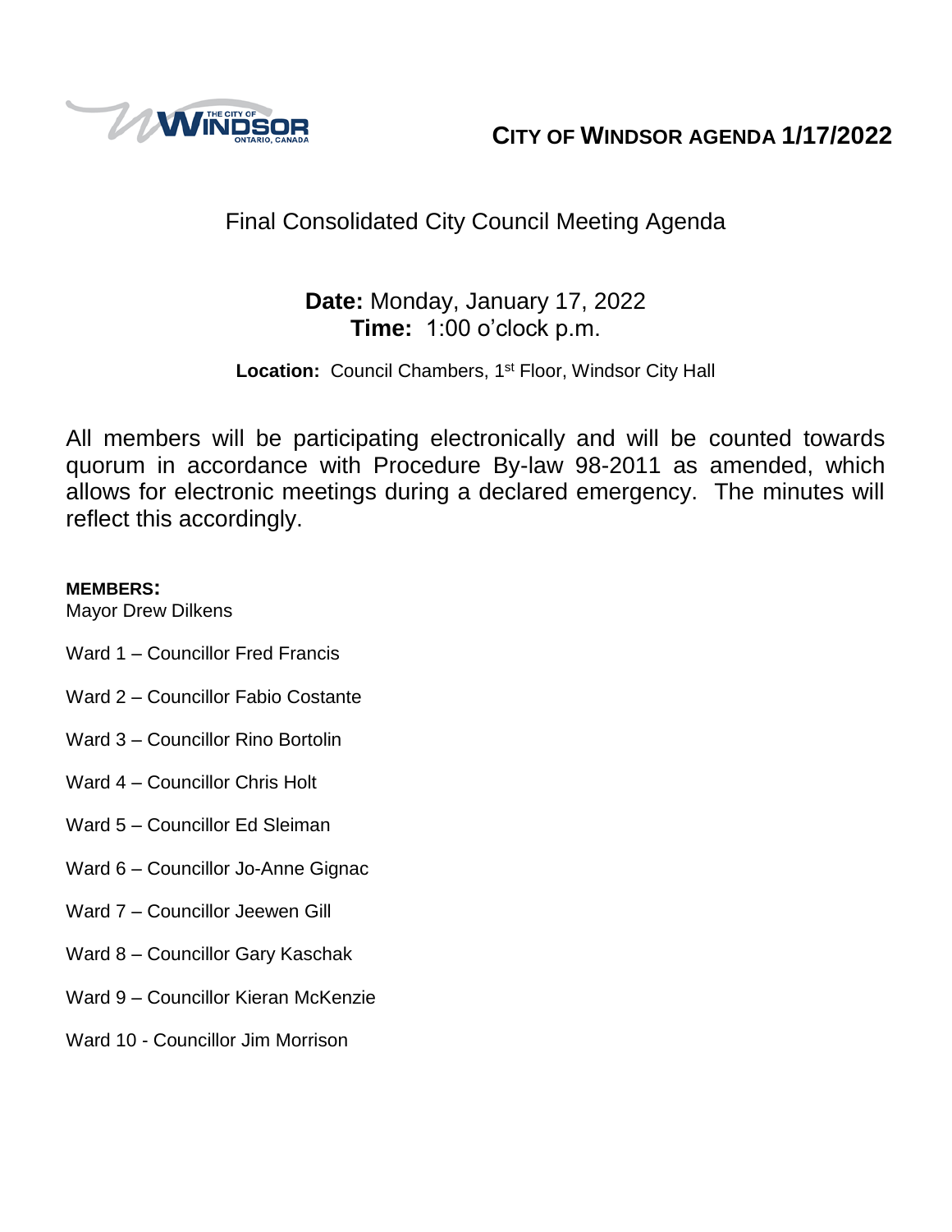# CITY OF WINDSOR AGENDA 1/17/2022

## Final Consolidated City Council Meeting Agenda

**Date:** Monday, January 17, 2022
**Time:** 1:00 o'clock p.m.

**Location:** Council Chambers, 1st Floor, Windsor City Hall

All members will be participating electronically and will be counted towards quorum in accordance with Procedure By-law 98-2011 as amended, which allows for electronic meetings during a declared emergency. The minutes will reflect this accordingly.

**MEMBERS:**

Mayor Drew Dilkens

Ward 1 – Councillor Fred Francis

Ward 2 – Councillor Fabio Costante

Ward 3 – Councillor Rino Bortolin

Ward 4 – Councillor Chris Holt

Ward 5 – Councillor Ed Sleiman

Ward 6 – Councillor Jo-Anne Gignac

Ward 7 – Councillor Jeewen Gill

Ward 8 – Councillor Gary Kaschak

Ward 9 – Councillor Kieran McKenzie

Ward 10 - Councillor Jim Morrison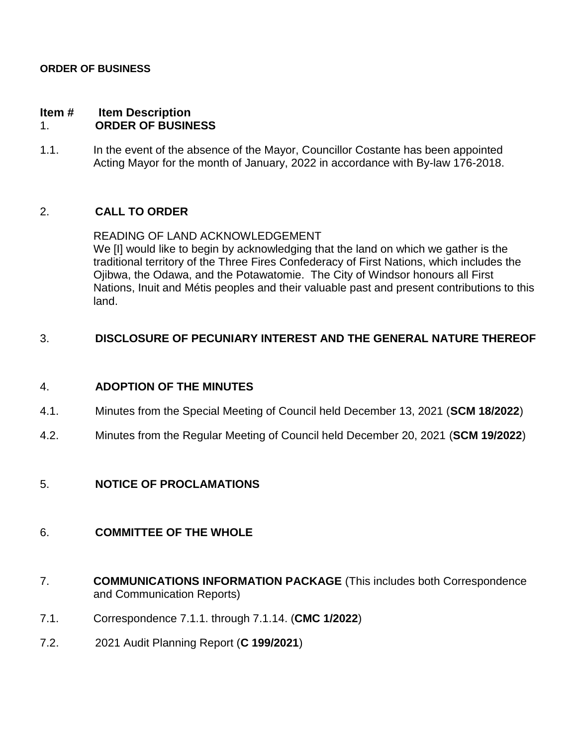**ORDER OF BUSINESS**

| Item # | Item Description |
|---|---|
| 1. | **ORDER OF BUSINESS** |
| 1.1. | In the event of the absence of the Mayor, Councillor Costante has been appointed Acting Mayor for the month of January, 2022 in accordance with By-law 176-2018. |
| 2. | **CALL TO ORDER** |
| | READING OF LAND ACKNOWLEDGEMENT<br>We [I] would like to begin by acknowledging that the land on which we gather is the traditional territory of the Three Fires Confederacy of First Nations, which includes the Ojibwa, the Odawa, and the Potawatomie. The City of Windsor honours all First Nations, Inuit and Métis peoples and their valuable past and present contributions to this land. |
| 3. | **DISCLOSURE OF PECUNIARY INTEREST AND THE GENERAL NATURE THEREOF** |
| 4. | **ADOPTION OF THE MINUTES** |
| 4.1. | Minutes from the Special Meeting of Council held December 13, 2021 (**SCM 18/2022**) |
| 4.2. | Minutes from the Regular Meeting of Council held December 20, 2021 (**SCM 19/2022**) |
| 5. | **NOTICE OF PROCLAMATIONS** |
| 6. | **COMMITTEE OF THE WHOLE** |
| 7. | **COMMUNICATIONS INFORMATION PACKAGE** (This includes both Correspondence and Communication Reports) |
| 7.1. | Correspondence 7.1.1. through 7.1.14. (**CMC 1/2022**) |
| 7.2. | 2021 Audit Planning Report (**C 199/2021**) |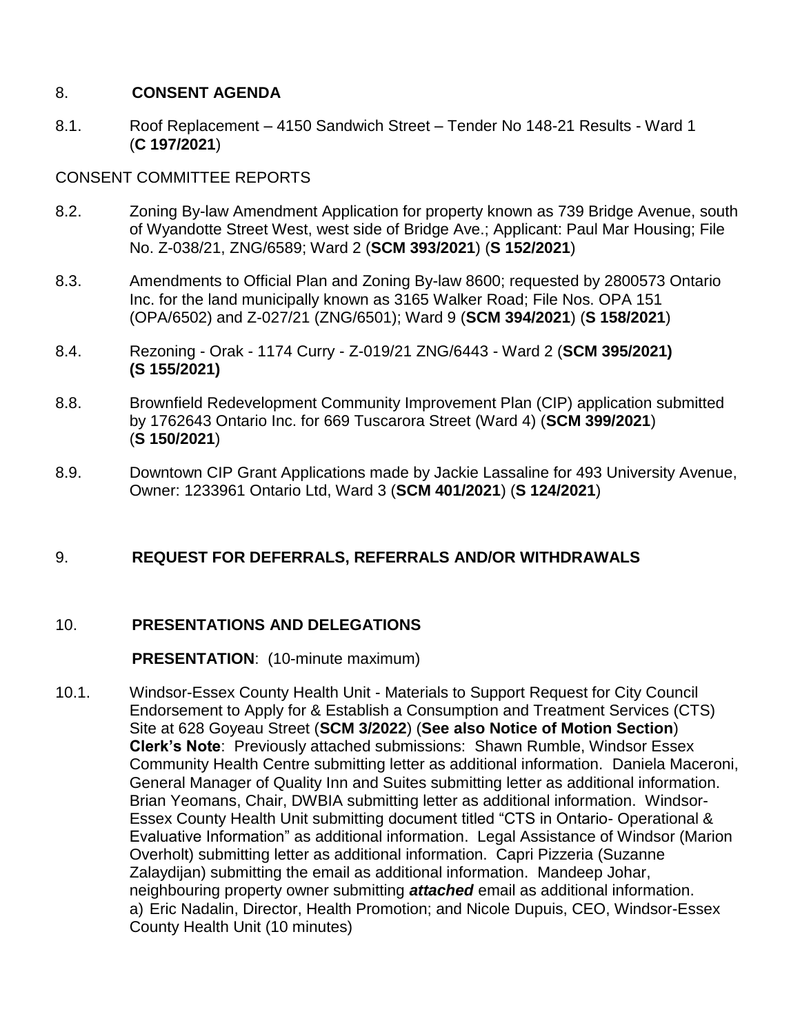## 8. **CONSENT AGENDA**

8.1. Roof Replacement – 4150 Sandwich Street – Tender No 148-21 Results - Ward 1 (**C 197/2021**)

CONSENT COMMITTEE REPORTS

8.2. Zoning By-law Amendment Application for property known as 739 Bridge Avenue, south of Wyandotte Street West, west side of Bridge Ave.; Applicant: Paul Mar Housing; File No. Z-038/21, ZNG/6589; Ward 2 (**SCM 393/2021**) (**S 152/2021**)

8.3. Amendments to Official Plan and Zoning By-law 8600; requested by 2800573 Ontario Inc. for the land municipally known as 3165 Walker Road; File Nos. OPA 151 (OPA/6502) and Z-027/21 (ZNG/6501); Ward 9 (**SCM 394/2021**) (**S 158/2021**)

8.4. Rezoning - Orak - 1174 Curry - Z-019/21 ZNG/6443 - Ward 2 (**SCM 395/2021) (S 155/2021)**

8.8. Brownfield Redevelopment Community Improvement Plan (CIP) application submitted by 1762643 Ontario Inc. for 669 Tuscarora Street (Ward 4) (**SCM 399/2021**) (**S 150/2021**)

8.9. Downtown CIP Grant Applications made by Jackie Lassaline for 493 University Avenue, Owner: 1233961 Ontario Ltd, Ward 3 (**SCM 401/2021**) (**S 124/2021**)

## 9. **REQUEST FOR DEFERRALS, REFERRALS AND/OR WITHDRAWALS**

## 10. **PRESENTATIONS AND DELEGATIONS**

**PRESENTATION**: (10-minute maximum)

10.1. Windsor-Essex County Health Unit - Materials to Support Request for City Council Endorsement to Apply for & Establish a Consumption and Treatment Services (CTS) Site at 628 Goyeau Street (**SCM 3/2022**) (**See also Notice of Motion Section**)
**Clerk's Note**: Previously attached submissions: Shawn Rumble, Windsor Essex Community Health Centre submitting letter as additional information. Daniela Maceroni, General Manager of Quality Inn and Suites submitting letter as additional information. Brian Yeomans, Chair, DWBIA submitting letter as additional information. Windsor-Essex County Health Unit submitting document titled "CTS in Ontario- Operational & Evaluative Information" as additional information. Legal Assistance of Windsor (Marion Overholt) submitting letter as additional information. Capri Pizzeria (Suzanne Zalaydijan) submitting the email as additional information. Mandeep Johar, neighbouring property owner submitting ***attached*** email as additional information.
a) Eric Nadalin, Director, Health Promotion; and Nicole Dupuis, CEO, Windsor-Essex County Health Unit (10 minutes)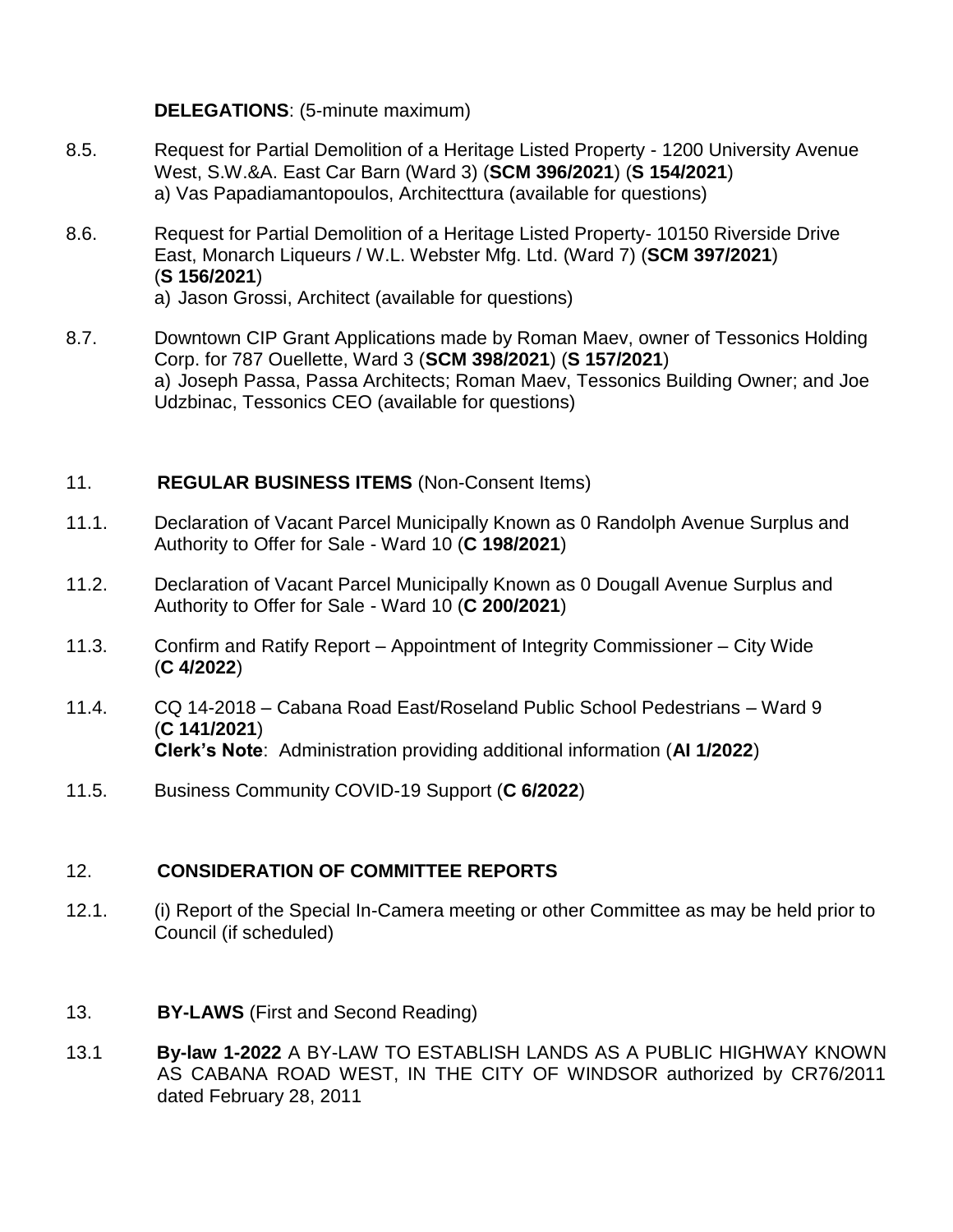**DELEGATIONS**: (5-minute maximum)

8.5. Request for Partial Demolition of a Heritage Listed Property - 1200 University Avenue West, S.W.&A. East Car Barn (Ward 3) (**SCM 396/2021**) (**S 154/2021**)
a) Vas Papadiamantopoulos, Architecttura (available for questions)

8.6. Request for Partial Demolition of a Heritage Listed Property- 10150 Riverside Drive East, Monarch Liqueurs / W.L. Webster Mfg. Ltd. (Ward 7) (**SCM 397/2021**) (**S 156/2021**)
a) Jason Grossi, Architect (available for questions)

8.7. Downtown CIP Grant Applications made by Roman Maev, owner of Tessonics Holding Corp. for 787 Ouellette, Ward 3 (**SCM 398/2021**) (**S 157/2021**)
a) Joseph Passa, Passa Architects; Roman Maev, Tessonics Building Owner; and Joe Udzbinac, Tessonics CEO (available for questions)

## 11. **REGULAR BUSINESS ITEMS** (Non-Consent Items)

11.1. Declaration of Vacant Parcel Municipally Known as 0 Randolph Avenue Surplus and Authority to Offer for Sale - Ward 10 (**C 198/2021**)

11.2. Declaration of Vacant Parcel Municipally Known as 0 Dougall Avenue Surplus and Authority to Offer for Sale - Ward 10 (**C 200/2021**)

11.3. Confirm and Ratify Report – Appointment of Integrity Commissioner – City Wide (**C 4/2022**)

11.4. CQ 14-2018 – Cabana Road East/Roseland Public School Pedestrians – Ward 9 (**C 141/2021**)
**Clerk's Note**: Administration providing additional information (**AI 1/2022**)

11.5. Business Community COVID-19 Support (**C 6/2022**)

## 12. **CONSIDERATION OF COMMITTEE REPORTS**

12.1. (i) Report of the Special In-Camera meeting or other Committee as may be held prior to Council (if scheduled)

## 13. **BY-LAWS** (First and Second Reading)

13.1 **By-law 1-2022** A BY-LAW TO ESTABLISH LANDS AS A PUBLIC HIGHWAY KNOWN AS CABANA ROAD WEST, IN THE CITY OF WINDSOR authorized by CR76/2011 dated February 28, 2011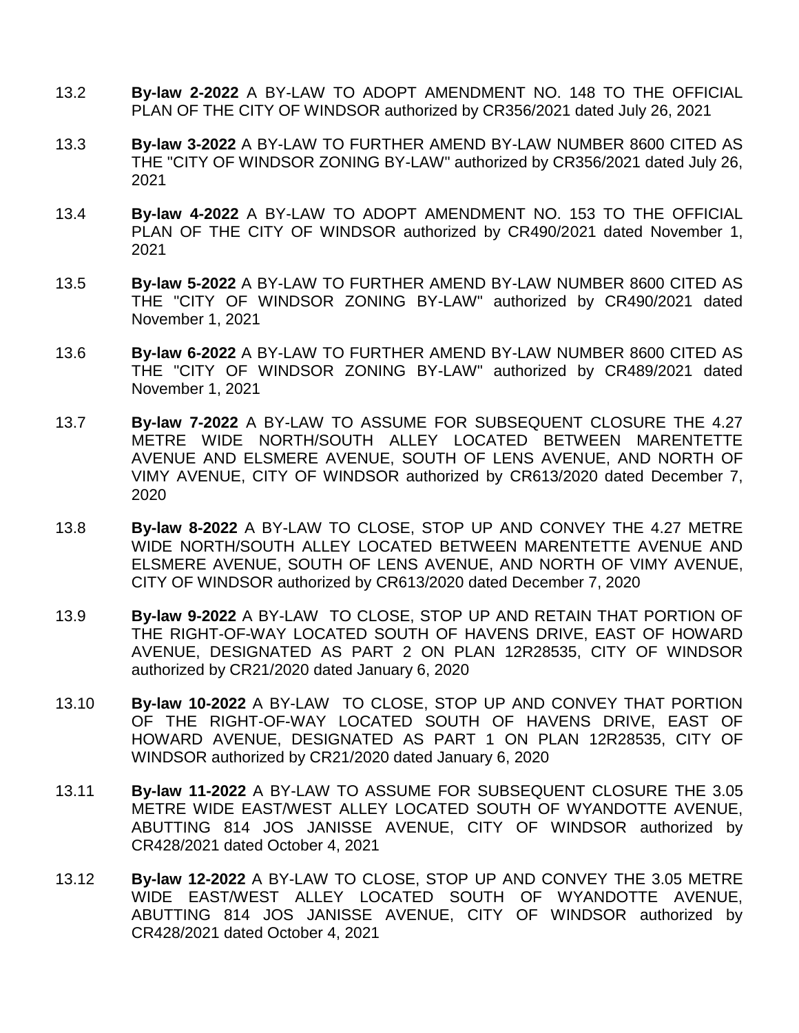13.2 **By-law 2-2022** A BY-LAW TO ADOPT AMENDMENT NO. 148 TO THE OFFICIAL PLAN OF THE CITY OF WINDSOR authorized by CR356/2021 dated July 26, 2021

13.3 **By-law 3-2022** A BY-LAW TO FURTHER AMEND BY-LAW NUMBER 8600 CITED AS THE "CITY OF WINDSOR ZONING BY-LAW" authorized by CR356/2021 dated July 26, 2021

13.4 **By-law 4-2022** A BY-LAW TO ADOPT AMENDMENT NO. 153 TO THE OFFICIAL PLAN OF THE CITY OF WINDSOR authorized by CR490/2021 dated November 1, 2021

13.5 **By-law 5-2022** A BY-LAW TO FURTHER AMEND BY-LAW NUMBER 8600 CITED AS THE "CITY OF WINDSOR ZONING BY-LAW" authorized by CR490/2021 dated November 1, 2021

13.6 **By-law 6-2022** A BY-LAW TO FURTHER AMEND BY-LAW NUMBER 8600 CITED AS THE "CITY OF WINDSOR ZONING BY-LAW" authorized by CR489/2021 dated November 1, 2021

13.7 **By-law 7-2022** A BY-LAW TO ASSUME FOR SUBSEQUENT CLOSURE THE 4.27 METRE WIDE NORTH/SOUTH ALLEY LOCATED BETWEEN MARENTETTE AVENUE AND ELSMERE AVENUE, SOUTH OF LENS AVENUE, AND NORTH OF VIMY AVENUE, CITY OF WINDSOR authorized by CR613/2020 dated December 7, 2020

13.8 **By-law 8-2022** A BY-LAW TO CLOSE, STOP UP AND CONVEY THE 4.27 METRE WIDE NORTH/SOUTH ALLEY LOCATED BETWEEN MARENTETTE AVENUE AND ELSMERE AVENUE, SOUTH OF LENS AVENUE, AND NORTH OF VIMY AVENUE, CITY OF WINDSOR authorized by CR613/2020 dated December 7, 2020

13.9 **By-law 9-2022** A BY-LAW TO CLOSE, STOP UP AND RETAIN THAT PORTION OF THE RIGHT-OF-WAY LOCATED SOUTH OF HAVENS DRIVE, EAST OF HOWARD AVENUE, DESIGNATED AS PART 2 ON PLAN 12R28535, CITY OF WINDSOR authorized by CR21/2020 dated January 6, 2020

13.10 **By-law 10-2022** A BY-LAW TO CLOSE, STOP UP AND CONVEY THAT PORTION OF THE RIGHT-OF-WAY LOCATED SOUTH OF HAVENS DRIVE, EAST OF HOWARD AVENUE, DESIGNATED AS PART 1 ON PLAN 12R28535, CITY OF WINDSOR authorized by CR21/2020 dated January 6, 2020

13.11 **By-law 11-2022** A BY-LAW TO ASSUME FOR SUBSEQUENT CLOSURE THE 3.05 METRE WIDE EAST/WEST ALLEY LOCATED SOUTH OF WYANDOTTE AVENUE, ABUTTING 814 JOS JANISSE AVENUE, CITY OF WINDSOR authorized by CR428/2021 dated October 4, 2021

13.12 **By-law 12-2022** A BY-LAW TO CLOSE, STOP UP AND CONVEY THE 3.05 METRE WIDE EAST/WEST ALLEY LOCATED SOUTH OF WYANDOTTE AVENUE, ABUTTING 814 JOS JANISSE AVENUE, CITY OF WINDSOR authorized by CR428/2021 dated October 4, 2021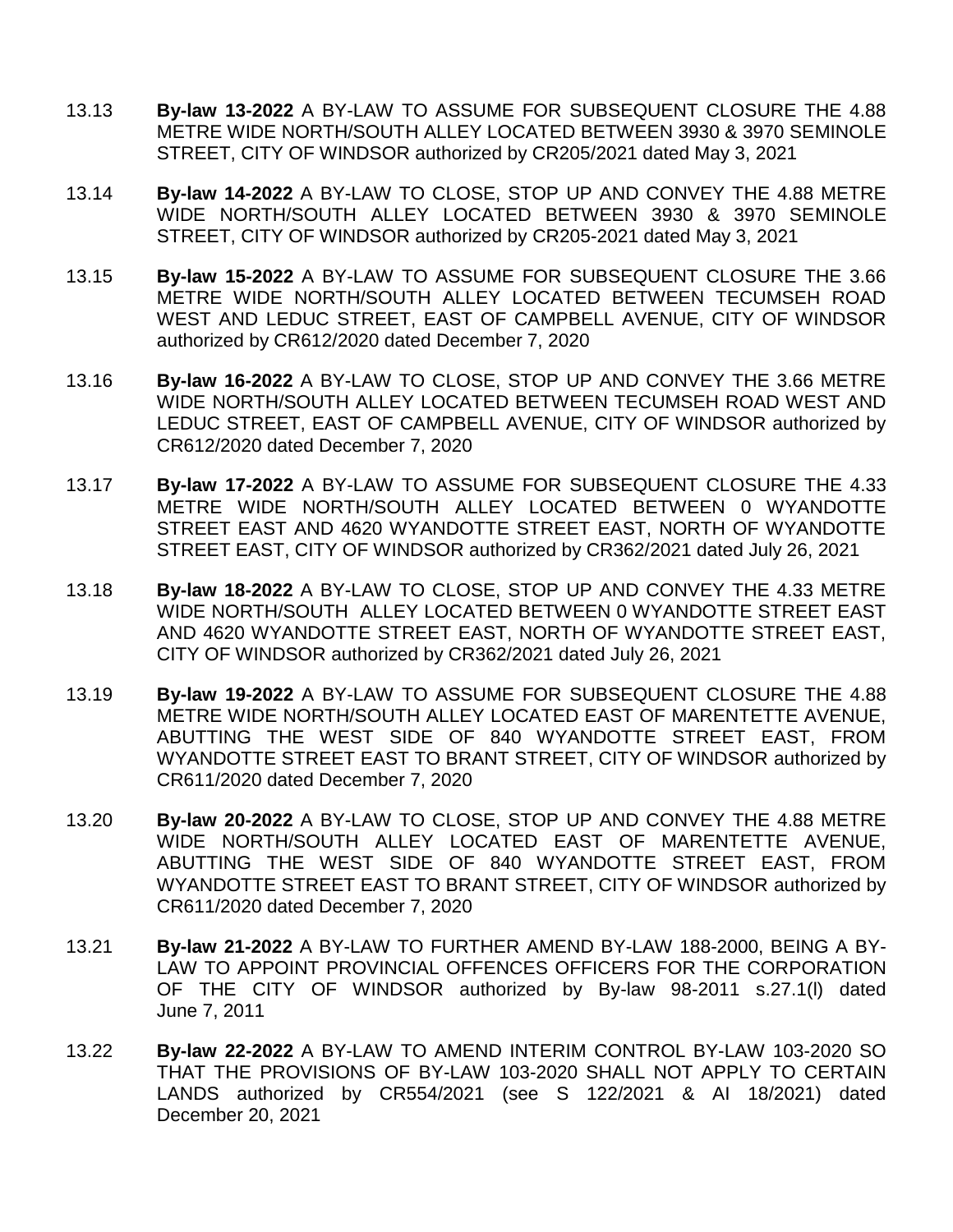13.13 **By-law 13-2022** A BY-LAW TO ASSUME FOR SUBSEQUENT CLOSURE THE 4.88 METRE WIDE NORTH/SOUTH ALLEY LOCATED BETWEEN 3930 & 3970 SEMINOLE STREET, CITY OF WINDSOR authorized by CR205/2021 dated May 3, 2021

13.14 **By-law 14-2022** A BY-LAW TO CLOSE, STOP UP AND CONVEY THE 4.88 METRE WIDE NORTH/SOUTH ALLEY LOCATED BETWEEN 3930 & 3970 SEMINOLE STREET, CITY OF WINDSOR authorized by CR205-2021 dated May 3, 2021

13.15 **By-law 15-2022** A BY-LAW TO ASSUME FOR SUBSEQUENT CLOSURE THE 3.66 METRE WIDE NORTH/SOUTH ALLEY LOCATED BETWEEN TECUMSEH ROAD WEST AND LEDUC STREET, EAST OF CAMPBELL AVENUE, CITY OF WINDSOR authorized by CR612/2020 dated December 7, 2020

13.16 **By-law 16-2022** A BY-LAW TO CLOSE, STOP UP AND CONVEY THE 3.66 METRE WIDE NORTH/SOUTH ALLEY LOCATED BETWEEN TECUMSEH ROAD WEST AND LEDUC STREET, EAST OF CAMPBELL AVENUE, CITY OF WINDSOR authorized by CR612/2020 dated December 7, 2020

13.17 **By-law 17-2022** A BY-LAW TO ASSUME FOR SUBSEQUENT CLOSURE THE 4.33 METRE WIDE NORTH/SOUTH ALLEY LOCATED BETWEEN 0 WYANDOTTE STREET EAST AND 4620 WYANDOTTE STREET EAST, NORTH OF WYANDOTTE STREET EAST, CITY OF WINDSOR authorized by CR362/2021 dated July 26, 2021

13.18 **By-law 18-2022** A BY-LAW TO CLOSE, STOP UP AND CONVEY THE 4.33 METRE WIDE NORTH/SOUTH ALLEY LOCATED BETWEEN 0 WYANDOTTE STREET EAST AND 4620 WYANDOTTE STREET EAST, NORTH OF WYANDOTTE STREET EAST, CITY OF WINDSOR authorized by CR362/2021 dated July 26, 2021

13.19 **By-law 19-2022** A BY-LAW TO ASSUME FOR SUBSEQUENT CLOSURE THE 4.88 METRE WIDE NORTH/SOUTH ALLEY LOCATED EAST OF MARENTETTE AVENUE, ABUTTING THE WEST SIDE OF 840 WYANDOTTE STREET EAST, FROM WYANDOTTE STREET EAST TO BRANT STREET, CITY OF WINDSOR authorized by CR611/2020 dated December 7, 2020

13.20 **By-law 20-2022** A BY-LAW TO CLOSE, STOP UP AND CONVEY THE 4.88 METRE WIDE NORTH/SOUTH ALLEY LOCATED EAST OF MARENTETTE AVENUE, ABUTTING THE WEST SIDE OF 840 WYANDOTTE STREET EAST, FROM WYANDOTTE STREET EAST TO BRANT STREET, CITY OF WINDSOR authorized by CR611/2020 dated December 7, 2020

13.21 **By-law 21-2022** A BY-LAW TO FURTHER AMEND BY-LAW 188-2000, BEING A BY-LAW TO APPOINT PROVINCIAL OFFENCES OFFICERS FOR THE CORPORATION OF THE CITY OF WINDSOR authorized by By-law 98-2011 s.27.1(l) dated June 7, 2011

13.22 **By-law 22-2022** A BY-LAW TO AMEND INTERIM CONTROL BY-LAW 103-2020 SO THAT THE PROVISIONS OF BY-LAW 103-2020 SHALL NOT APPLY TO CERTAIN LANDS authorized by CR554/2021 (see S 122/2021 & AI 18/2021) dated December 20, 2021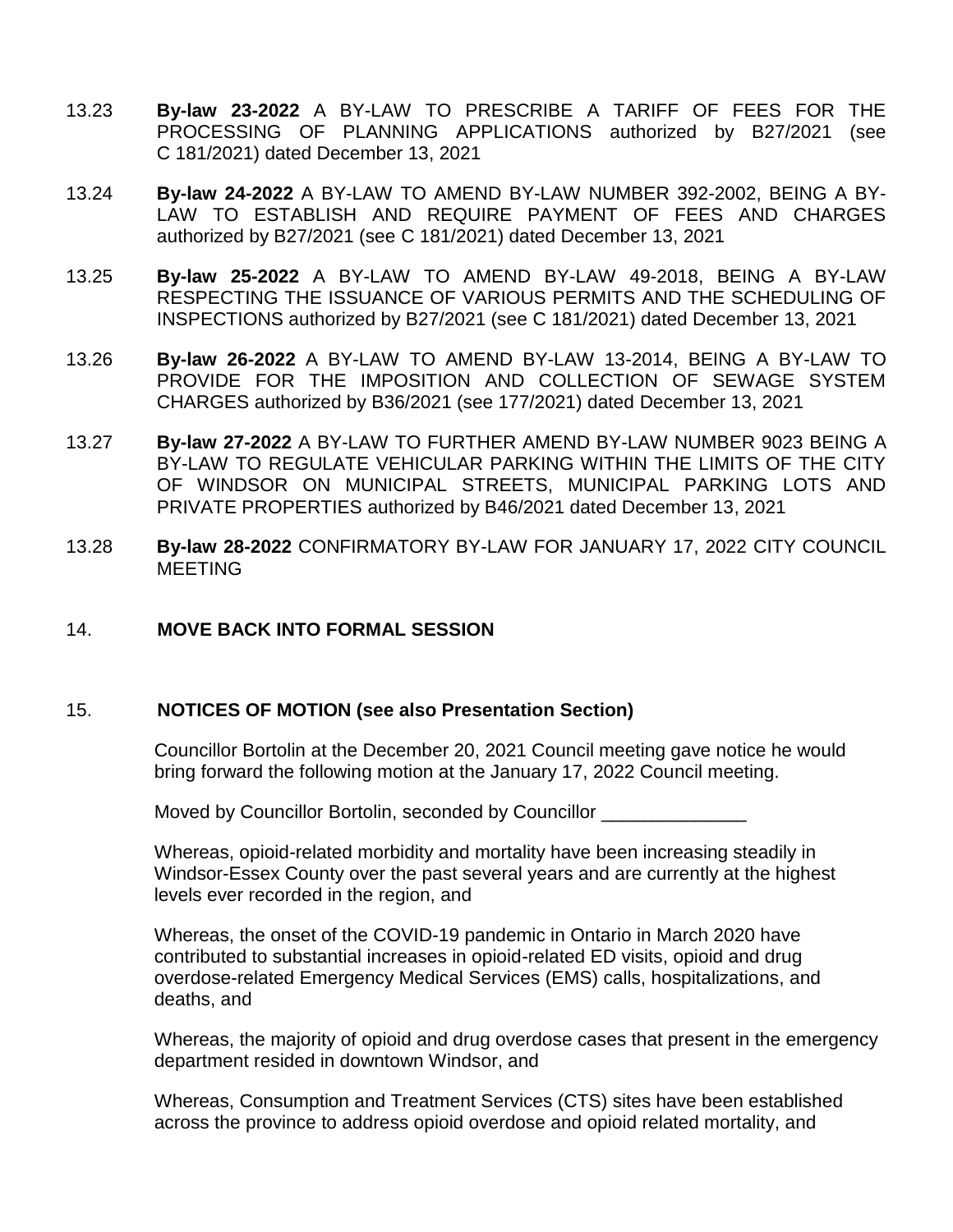13.23 **By-law 23-2022** A BY-LAW TO PRESCRIBE A TARIFF OF FEES FOR THE PROCESSING OF PLANNING APPLICATIONS authorized by B27/2021 (see C 181/2021) dated December 13, 2021

13.24 **By-law 24-2022** A BY-LAW TO AMEND BY-LAW NUMBER 392-2002, BEING A BY-LAW TO ESTABLISH AND REQUIRE PAYMENT OF FEES AND CHARGES authorized by B27/2021 (see C 181/2021) dated December 13, 2021

13.25 **By-law 25-2022** A BY-LAW TO AMEND BY-LAW 49-2018, BEING A BY-LAW RESPECTING THE ISSUANCE OF VARIOUS PERMITS AND THE SCHEDULING OF INSPECTIONS authorized by B27/2021 (see C 181/2021) dated December 13, 2021

13.26 **By-law 26-2022** A BY-LAW TO AMEND BY-LAW 13-2014, BEING A BY-LAW TO PROVIDE FOR THE IMPOSITION AND COLLECTION OF SEWAGE SYSTEM CHARGES authorized by B36/2021 (see 177/2021) dated December 13, 2021

13.27 **By-law 27-2022** A BY-LAW TO FURTHER AMEND BY-LAW NUMBER 9023 BEING A BY-LAW TO REGULATE VEHICULAR PARKING WITHIN THE LIMITS OF THE CITY OF WINDSOR ON MUNICIPAL STREETS, MUNICIPAL PARKING LOTS AND PRIVATE PROPERTIES authorized by B46/2021 dated December 13, 2021

13.28 **By-law 28-2022** CONFIRMATORY BY-LAW FOR JANUARY 17, 2022 CITY COUNCIL MEETING

## 14. MOVE BACK INTO FORMAL SESSION

## 15. NOTICES OF MOTION (see also Presentation Section)

Councillor Bortolin at the December 20, 2021 Council meeting gave notice he would bring forward the following motion at the January 17, 2022 Council meeting.

Moved by Councillor Bortolin, seconded by Councillor ______________

Whereas, opioid-related morbidity and mortality have been increasing steadily in Windsor-Essex County over the past several years and are currently at the highest levels ever recorded in the region, and

Whereas, the onset of the COVID-19 pandemic in Ontario in March 2020 have contributed to substantial increases in opioid-related ED visits, opioid and drug overdose-related Emergency Medical Services (EMS) calls, hospitalizations, and deaths, and

Whereas, the majority of opioid and drug overdose cases that present in the emergency department resided in downtown Windsor, and

Whereas, Consumption and Treatment Services (CTS) sites have been established across the province to address opioid overdose and opioid related mortality, and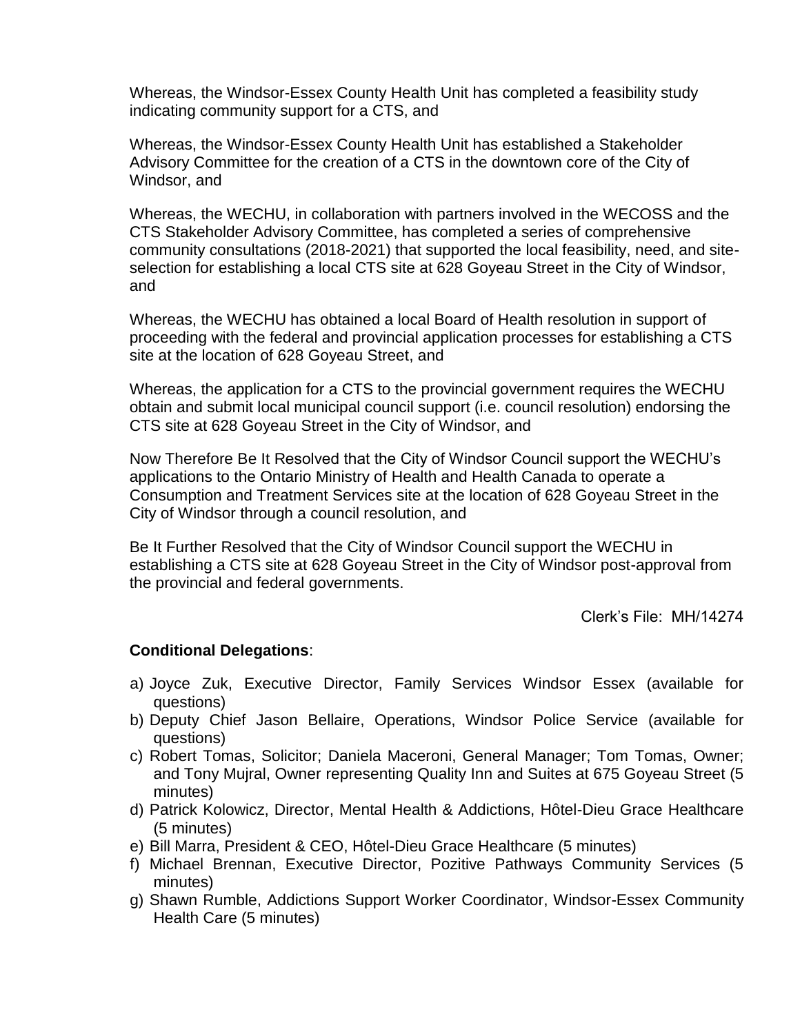Whereas, the Windsor-Essex County Health Unit has completed a feasibility study indicating community support for a CTS, and

Whereas, the Windsor-Essex County Health Unit has established a Stakeholder Advisory Committee for the creation of a CTS in the downtown core of the City of Windsor, and

Whereas, the WECHU, in collaboration with partners involved in the WECOSS and the CTS Stakeholder Advisory Committee, has completed a series of comprehensive community consultations (2018-2021) that supported the local feasibility, need, and site-selection for establishing a local CTS site at 628 Goyeau Street in the City of Windsor, and

Whereas, the WECHU has obtained a local Board of Health resolution in support of proceeding with the federal and provincial application processes for establishing a CTS site at the location of 628 Goyeau Street, and

Whereas, the application for a CTS to the provincial government requires the WECHU obtain and submit local municipal council support (i.e. council resolution) endorsing the CTS site at 628 Goyeau Street in the City of Windsor, and

Now Therefore Be It Resolved that the City of Windsor Council support the WECHU's applications to the Ontario Ministry of Health and Health Canada to operate a Consumption and Treatment Services site at the location of 628 Goyeau Street in the City of Windsor through a council resolution, and

Be It Further Resolved that the City of Windsor Council support the WECHU in establishing a CTS site at 628 Goyeau Street in the City of Windsor post-approval from the provincial and federal governments.

Clerk's File: MH/14274

**Conditional Delegations**:

a) Joyce Zuk, Executive Director, Family Services Windsor Essex (available for questions)
b) Deputy Chief Jason Bellaire, Operations, Windsor Police Service (available for questions)
c) Robert Tomas, Solicitor; Daniela Maceroni, General Manager; Tom Tomas, Owner; and Tony Mujral, Owner representing Quality Inn and Suites at 675 Goyeau Street (5 minutes)
d) Patrick Kolowicz, Director, Mental Health & Addictions, Hôtel-Dieu Grace Healthcare (5 minutes)
e) Bill Marra, President & CEO, Hôtel-Dieu Grace Healthcare (5 minutes)
f) Michael Brennan, Executive Director, Pozitive Pathways Community Services (5 minutes)
g) Shawn Rumble, Addictions Support Worker Coordinator, Windsor-Essex Community Health Care (5 minutes)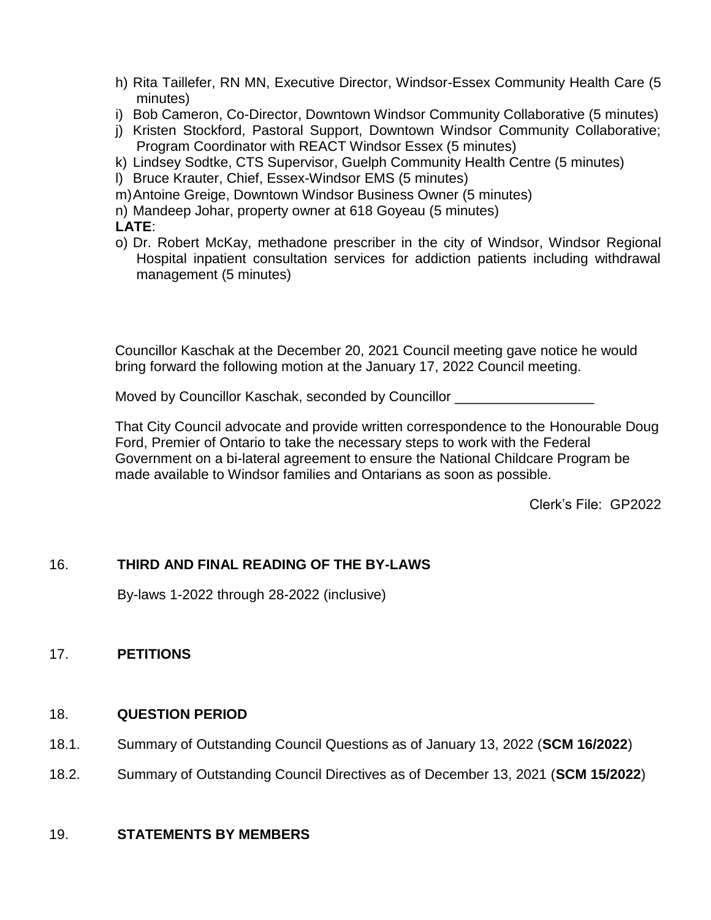h) Rita Taillefer, RN MN, Executive Director, Windsor-Essex Community Health Care (5 minutes)
i) Bob Cameron, Co-Director, Downtown Windsor Community Collaborative (5 minutes)
j) Kristen Stockford, Pastoral Support, Downtown Windsor Community Collaborative; Program Coordinator with REACT Windsor Essex (5 minutes)
k) Lindsey Sodtke, CTS Supervisor, Guelph Community Health Centre (5 minutes)
l) Bruce Krauter, Chief, Essex-Windsor EMS (5 minutes)
m) Antoine Greige, Downtown Windsor Business Owner (5 minutes)
n) Mandeep Johar, property owner at 618 Goyeau (5 minutes)

**LATE**:

o) Dr. Robert McKay, methadone prescriber in the city of Windsor, Windsor Regional Hospital inpatient consultation services for addiction patients including withdrawal management (5 minutes)

Councillor Kaschak at the December 20, 2021 Council meeting gave notice he would bring forward the following motion at the January 17, 2022 Council meeting.

Moved by Councillor Kaschak, seconded by Councillor __________________

That City Council advocate and provide written correspondence to the Honourable Doug Ford, Premier of Ontario to take the necessary steps to work with the Federal Government on a bi-lateral agreement to ensure the National Childcare Program be made available to Windsor families and Ontarians as soon as possible.

Clerk's File: GP2022

## 16. THIRD AND FINAL READING OF THE BY-LAWS

By-laws 1-2022 through 28-2022 (inclusive)

## 17. PETITIONS

## 18. QUESTION PERIOD

18.1. Summary of Outstanding Council Questions as of January 13, 2022 (**SCM 16/2022**)

18.2. Summary of Outstanding Council Directives as of December 13, 2021 (**SCM 15/2022**)

## 19. STATEMENTS BY MEMBERS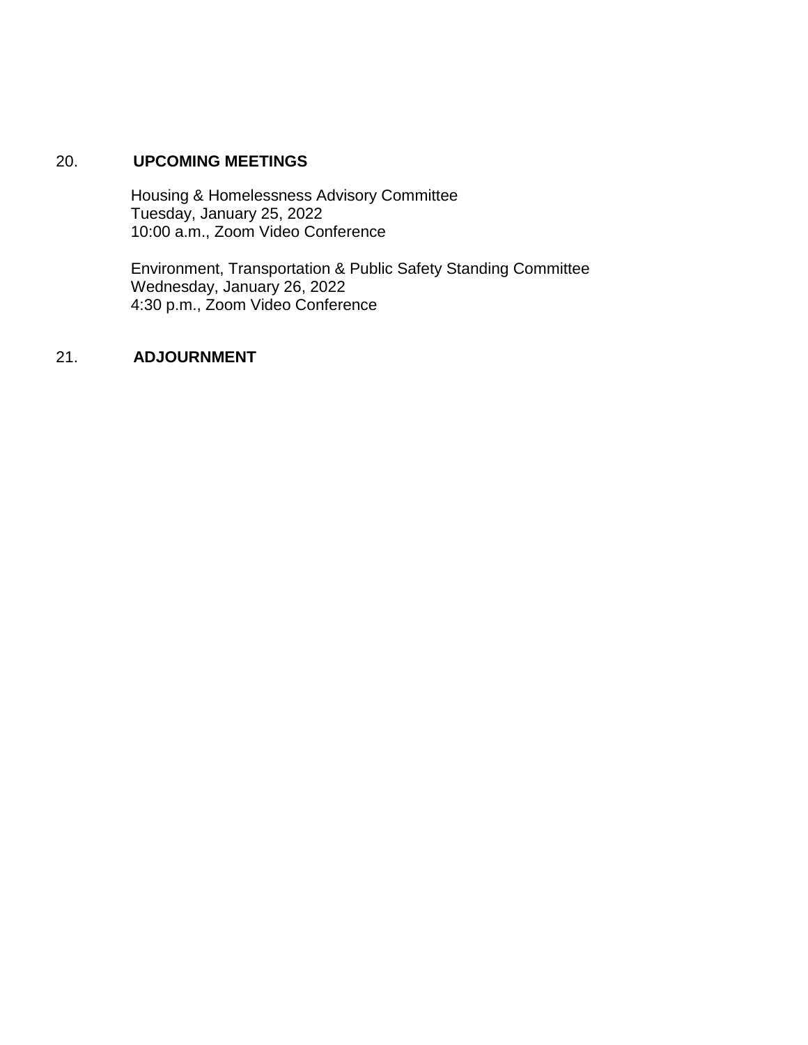## 20. UPCOMING MEETINGS

Housing & Homelessness Advisory Committee
Tuesday, January 25, 2022
10:00 a.m., Zoom Video Conference

Environment, Transportation & Public Safety Standing Committee
Wednesday, January 26, 2022
4:30 p.m., Zoom Video Conference

## 21. ADJOURNMENT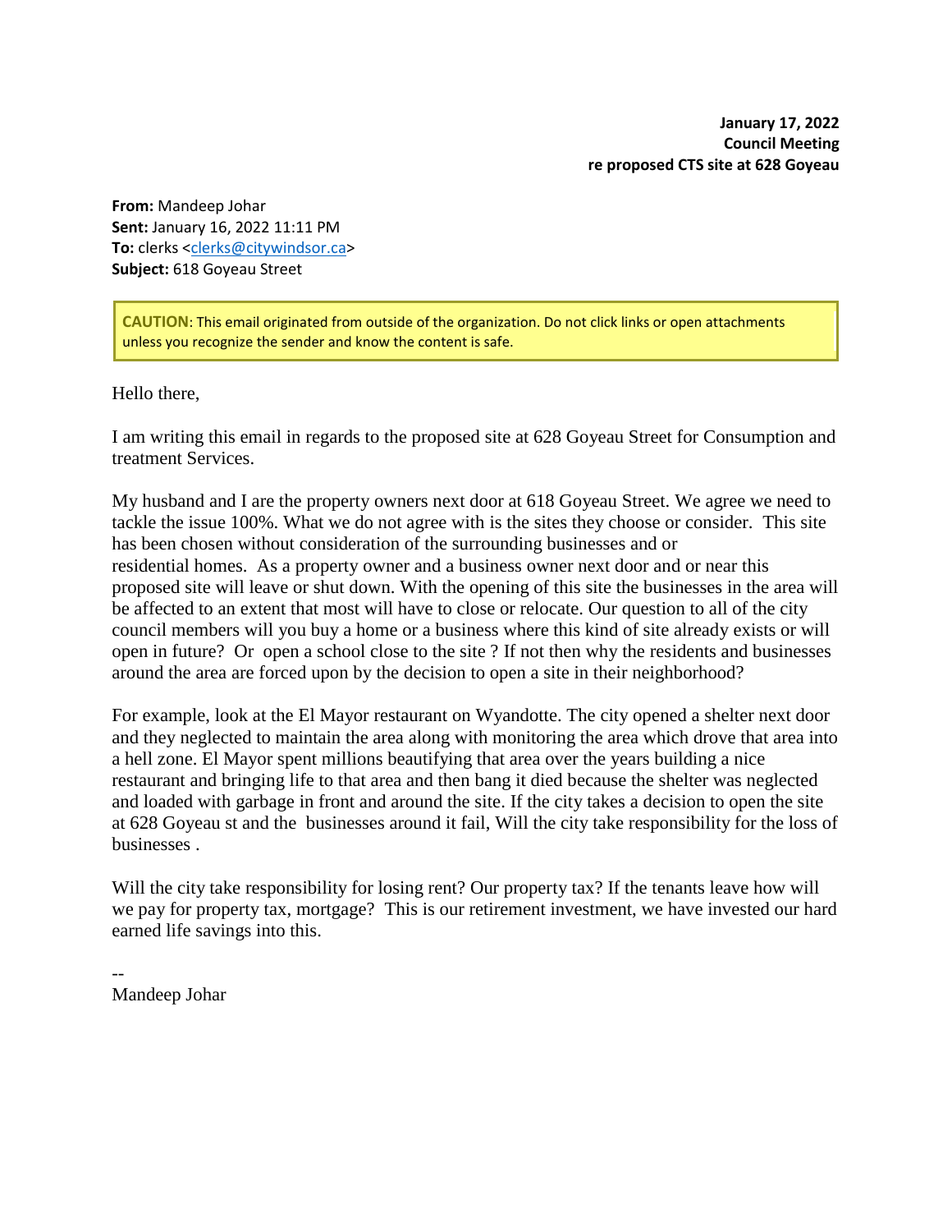**January 17, 2022**
**Council Meeting**
**re proposed CTS site at 628 Goyeau**

**From:** Mandeep Johar
**Sent:** January 16, 2022 11:11 PM
**To:** clerks <clerks@citywindsor.ca>
**Subject:** 618 Goyeau Street

**CAUTION**: This email originated from outside of the organization. Do not click links or open attachments unless you recognize the sender and know the content is safe.

Hello there,

I am writing this email in regards to the proposed site at 628 Goyeau Street for Consumption and treatment Services.

My husband and I are the property owners next door at 618 Goyeau Street. We agree we need to tackle the issue 100%. What we do not agree with is the sites they choose or consider. This site has been chosen without consideration of the surrounding businesses and or residential homes. As a property owner and a business owner next door and or near this proposed site will leave or shut down. With the opening of this site the businesses in the area will be affected to an extent that most will have to close or relocate. Our question to all of the city council members will you buy a home or a business where this kind of site already exists or will open in future? Or open a school close to the site ? If not then why the residents and businesses around the area are forced upon by the decision to open a site in their neighborhood?

For example, look at the El Mayor restaurant on Wyandotte. The city opened a shelter next door and they neglected to maintain the area along with monitoring the area which drove that area into a hell zone. El Mayor spent millions beautifying that area over the years building a nice restaurant and bringing life to that area and then bang it died because the shelter was neglected and loaded with garbage in front and around the site. If the city takes a decision to open the site at 628 Goyeau st and the businesses around it fail, Will the city take responsibility for the loss of businesses .

Will the city take responsibility for losing rent? Our property tax? If the tenants leave how will we pay for property tax, mortgage? This is our retirement investment, we have invested our hard earned life savings into this.

--
Mandeep Johar